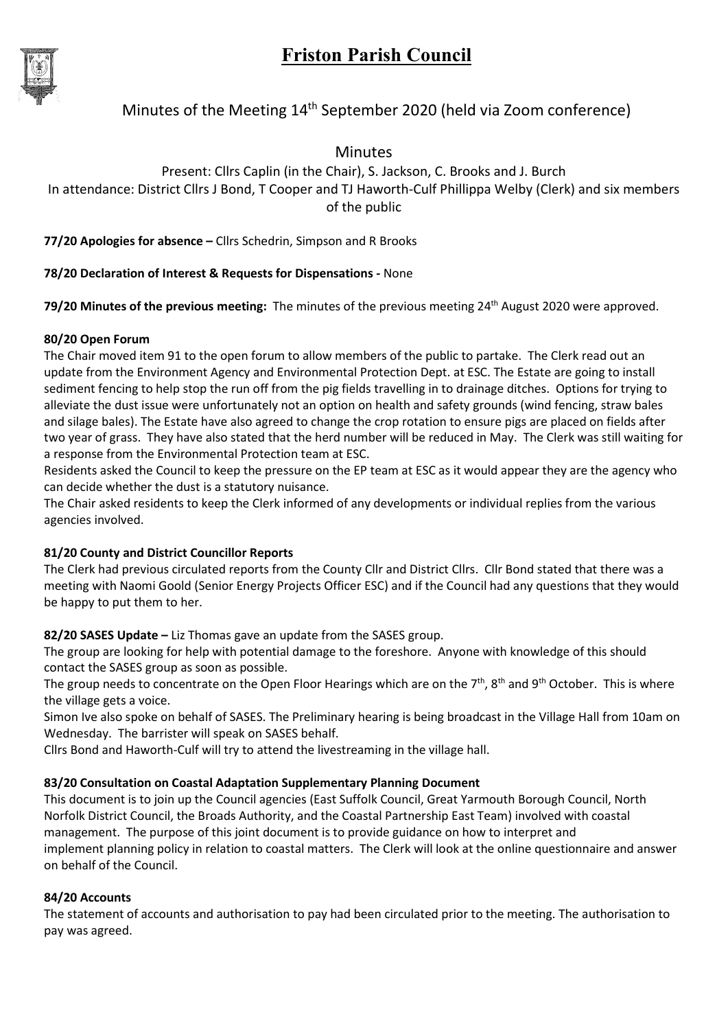# Friston Parish Council

## Minutes of the Meeting 14th September 2020 (held via Zoom conference)

### Minutes

Present: Cllrs Caplin (in the Chair), S. Jackson, C. Brooks and J. Burch
In attendance: District Cllrs J Bond, T Cooper and TJ Haworth-Culf Phillippa Welby (Clerk) and six members of the public

**77/20 Apologies for absence –** Cllrs Schedrin, Simpson and R Brooks

**78/20 Declaration of Interest & Requests for Dispensations -** None

**79/20 Minutes of the previous meeting:** The minutes of the previous meeting 24th August 2020 were approved.

**80/20 Open Forum**

The Chair moved item 91 to the open forum to allow members of the public to partake. The Clerk read out an update from the Environment Agency and Environmental Protection Dept. at ESC. The Estate are going to install sediment fencing to help stop the run off from the pig fields travelling in to drainage ditches. Options for trying to alleviate the dust issue were unfortunately not an option on health and safety grounds (wind fencing, straw bales and silage bales). The Estate have also agreed to change the crop rotation to ensure pigs are placed on fields after two year of grass. They have also stated that the herd number will be reduced in May. The Clerk was still waiting for a response from the Environmental Protection team at ESC.

Residents asked the Council to keep the pressure on the EP team at ESC as it would appear they are the agency who can decide whether the dust is a statutory nuisance.

The Chair asked residents to keep the Clerk informed of any developments or individual replies from the various agencies involved.

**81/20 County and District Councillor Reports**

The Clerk had previous circulated reports from the County Cllr and District Cllrs. Cllr Bond stated that there was a meeting with Naomi Goold (Senior Energy Projects Officer ESC) and if the Council had any questions that they would be happy to put them to her.

**82/20 SASES Update –** Liz Thomas gave an update from the SASES group.

The group are looking for help with potential damage to the foreshore. Anyone with knowledge of this should contact the SASES group as soon as possible.

The group needs to concentrate on the Open Floor Hearings which are on the 7th, 8th and 9th October. This is where the village gets a voice.

Simon Ive also spoke on behalf of SASES. The Preliminary hearing is being broadcast in the Village Hall from 10am on Wednesday. The barrister will speak on SASES behalf.

Cllrs Bond and Haworth-Culf will try to attend the livestreaming in the village hall.

**83/20 Consultation on Coastal Adaptation Supplementary Planning Document**

This document is to join up the Council agencies (East Suffolk Council, Great Yarmouth Borough Council, North Norfolk District Council, the Broads Authority, and the Coastal Partnership East Team) involved with coastal management. The purpose of this joint document is to provide guidance on how to interpret and implement planning policy in relation to coastal matters. The Clerk will look at the online questionnaire and answer on behalf of the Council.

**84/20 Accounts**

The statement of accounts and authorisation to pay had been circulated prior to the meeting. The authorisation to pay was agreed.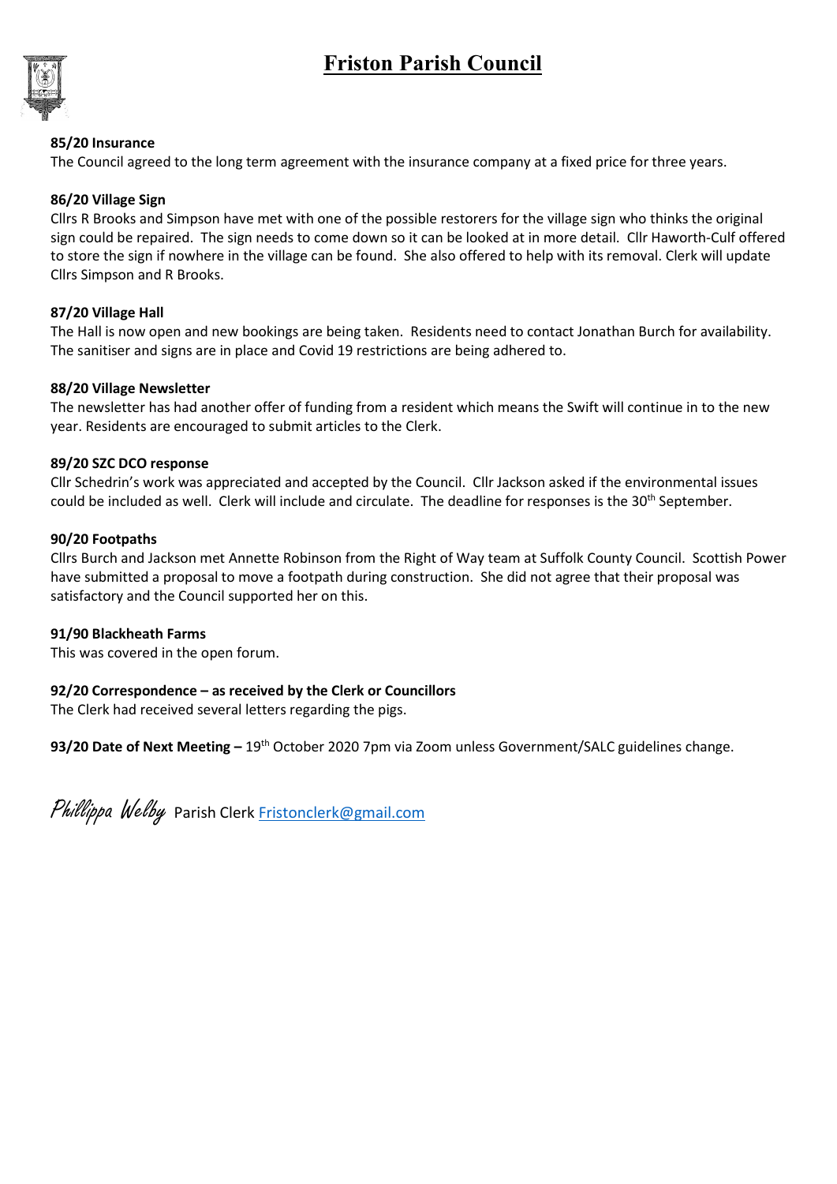# Friston Parish Council

**85/20 Insurance**

The Council agreed to the long term agreement with the insurance company at a fixed price for three years.

**86/20 Village Sign**

Cllrs R Brooks and Simpson have met with one of the possible restorers for the village sign who thinks the original sign could be repaired. The sign needs to come down so it can be looked at in more detail. Cllr Haworth-Culf offered to store the sign if nowhere in the village can be found. She also offered to help with its removal. Clerk will update Cllrs Simpson and R Brooks.

**87/20 Village Hall**

The Hall is now open and new bookings are being taken. Residents need to contact Jonathan Burch for availability. The sanitiser and signs are in place and Covid 19 restrictions are being adhered to.

**88/20 Village Newsletter**

The newsletter has had another offer of funding from a resident which means the Swift will continue in to the new year. Residents are encouraged to submit articles to the Clerk.

**89/20 SZC DCO response**

Cllr Schedrin's work was appreciated and accepted by the Council. Cllr Jackson asked if the environmental issues could be included as well. Clerk will include and circulate. The deadline for responses is the 30th September.

**90/20 Footpaths**

Cllrs Burch and Jackson met Annette Robinson from the Right of Way team at Suffolk County Council. Scottish Power have submitted a proposal to move a footpath during construction. She did not agree that their proposal was satisfactory and the Council supported her on this.

**91/90 Blackheath Farms**

This was covered in the open forum.

**92/20 Correspondence – as received by the Clerk or Councillors**

The Clerk had received several letters regarding the pigs.

**93/20 Date of Next Meeting –** 19th October 2020 7pm via Zoom unless Government/SALC guidelines change.

*Phillippa Welby* Parish Clerk Fristonclerk@gmail.com